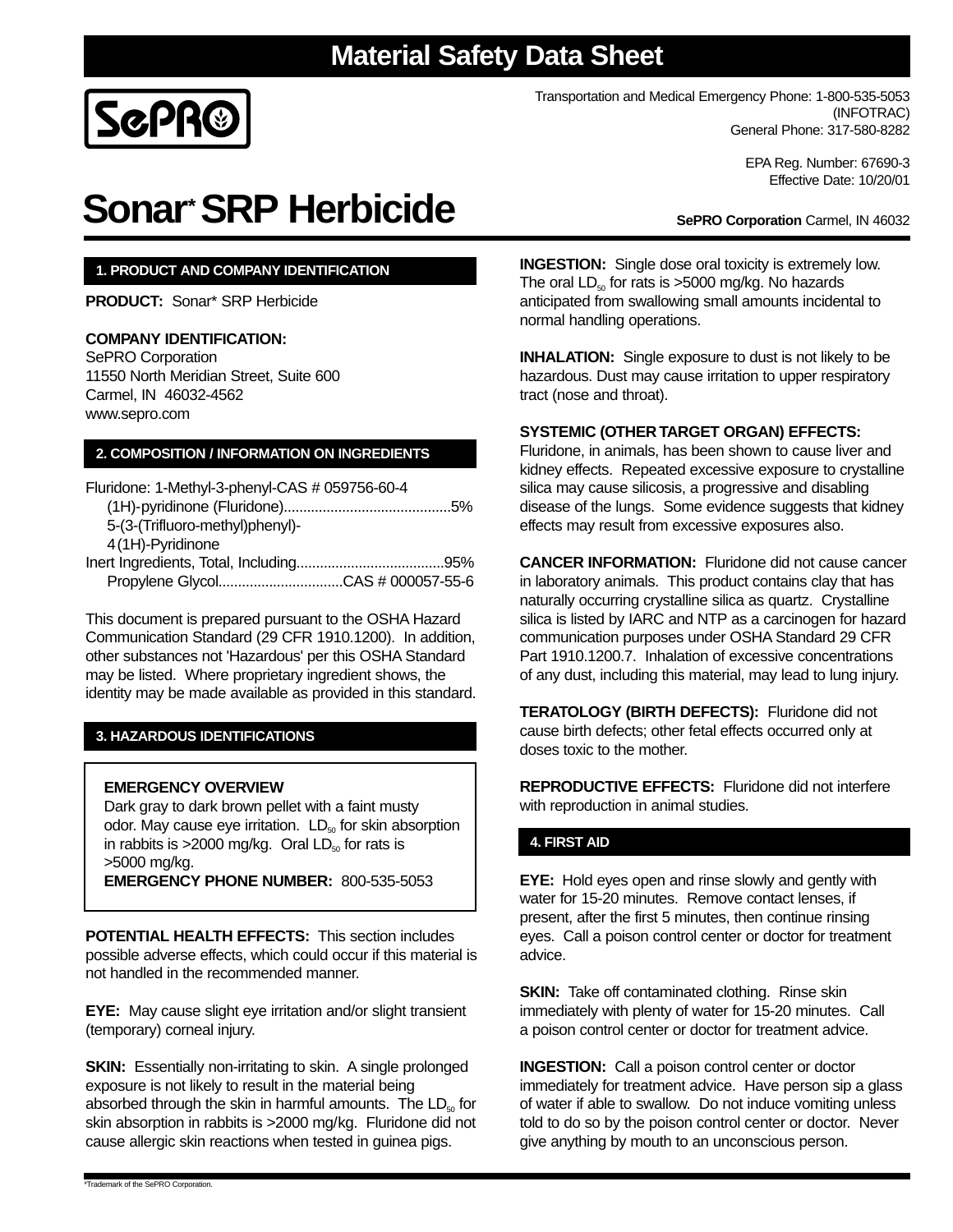# Material Safety Data Sheet

SePRO

Transportation and Medical Emergency Phone: 1-800-535-5053 (INFOTRAC)
General Phone: 317-580-8282

EPA Reg. Number: 67690-3
Effective Date: 10/20/01

# Sonar* SRP Herbicide

**SePRO Corporation** Carmel, IN 46032

## 1. PRODUCT AND COMPANY IDENTIFICATION

**PRODUCT:** Sonar* SRP Herbicide

**COMPANY IDENTIFICATION:**
SePRO Corporation
11550 North Meridian Street, Suite 600
Carmel, IN 46032-4562
www.sepro.com

## 2. COMPOSITION / INFORMATION ON INGREDIENTS

Fluridone: 1-Methyl-3-phenyl-CAS # 059756-60-4
(1H)-pyridinone (Fluridone)..........................................5%
5-(3-(Trifluoro-methyl)phenyl)-
4(1H)-Pyridinone
Inert Ingredients, Total, Including.....................................95%
Propylene Glycol...............................CAS # 000057-55-6

This document is prepared pursuant to the OSHA Hazard Communication Standard (29 CFR 1910.1200). In addition, other substances not 'Hazardous' per this OSHA Standard may be listed. Where proprietary ingredient shows, the identity may be made available as provided in this standard.

## 3. HAZARDOUS IDENTIFICATIONS

**EMERGENCY OVERVIEW**
Dark gray to dark brown pellet with a faint musty odor. May cause eye irritation. $LD_{50}$ for skin absorption in rabbits is >2000 mg/kg. Oral $LD_{50}$ for rats is >5000 mg/kg.
**EMERGENCY PHONE NUMBER:** 800-535-5053

**POTENTIAL HEALTH EFFECTS:** This section includes possible adverse effects, which could occur if this material is not handled in the recommended manner.

**EYE:** May cause slight eye irritation and/or slight transient (temporary) corneal injury.

**SKIN:** Essentially non-irritating to skin. A single prolonged exposure is not likely to result in the material being absorbed through the skin in harmful amounts. The $LD_{50}$ for skin absorption in rabbits is >2000 mg/kg. Fluridone did not cause allergic skin reactions when tested in guinea pigs.

**INGESTION:** Single dose oral toxicity is extremely low. The oral $LD_{50}$ for rats is >5000 mg/kg. No hazards anticipated from swallowing small amounts incidental to normal handling operations.

**INHALATION:** Single exposure to dust is not likely to be hazardous. Dust may cause irritation to upper respiratory tract (nose and throat).

**SYSTEMIC (OTHER TARGET ORGAN) EFFECTS:** Fluridone, in animals, has been shown to cause liver and kidney effects. Repeated excessive exposure to crystalline silica may cause silicosis, a progressive and disabling disease of the lungs. Some evidence suggests that kidney effects may result from excessive exposures also.

**CANCER INFORMATION:** Fluridone did not cause cancer in laboratory animals. This product contains clay that has naturally occurring crystalline silica as quartz. Crystalline silica is listed by IARC and NTP as a carcinogen for hazard communication purposes under OSHA Standard 29 CFR Part 1910.1200.7. Inhalation of excessive concentrations of any dust, including this material, may lead to lung injury.

**TERATOLOGY (BIRTH DEFECTS):** Fluridone did not cause birth defects; other fetal effects occurred only at doses toxic to the mother.

**REPRODUCTIVE EFFECTS:** Fluridone did not interfere with reproduction in animal studies.

## 4. FIRST AID

**EYE:** Hold eyes open and rinse slowly and gently with water for 15-20 minutes. Remove contact lenses, if present, after the first 5 minutes, then continue rinsing eyes. Call a poison control center or doctor for treatment advice.

**SKIN:** Take off contaminated clothing. Rinse skin immediately with plenty of water for 15-20 minutes. Call a poison control center or doctor for treatment advice.

**INGESTION:** Call a poison control center or doctor immediately for treatment advice. Have person sip a glass of water if able to swallow. Do not induce vomiting unless told to do so by the poison control center or doctor. Never give anything by mouth to an unconscious person.

*Trademark of the SePRO Corporation.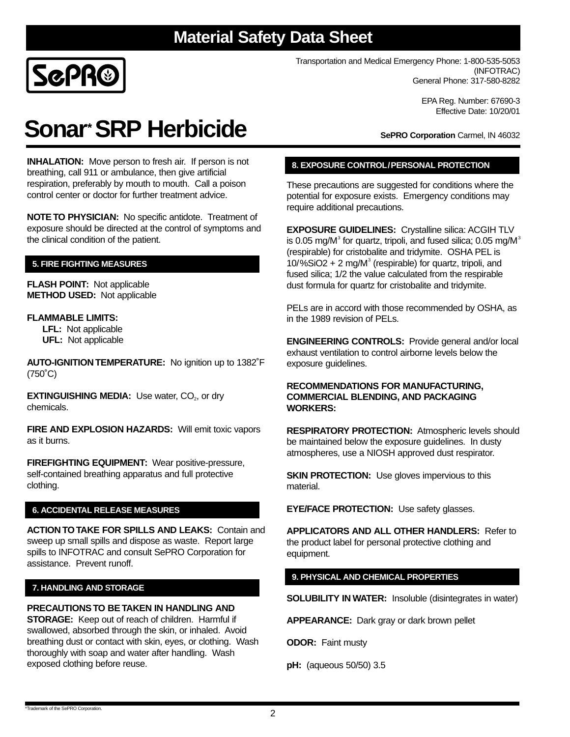# Material Safety Data Sheet

Transportation and Medical Emergency Phone: 1-800-535-5053 (INFOTRAC)
General Phone: 317-580-8282

EPA Reg. Number: 67690-3
Effective Date: 10/20/01

# Sonar* SRP Herbicide

**SePRO Corporation** Carmel, IN 46032

**INHALATION:** Move person to fresh air. If person is not breathing, call 911 or ambulance, then give artificial respiration, preferably by mouth to mouth. Call a poison control center or doctor for further treatment advice.

**NOTE TO PHYSICIAN:** No specific antidote. Treatment of exposure should be directed at the control of symptoms and the clinical condition of the patient.

## 5. FIRE FIGHTING MEASURES

**FLASH POINT:** Not applicable
**METHOD USED:** Not applicable

**FLAMMABLE LIMITS:**
**LFL:** Not applicable
**UFL:** Not applicable

**AUTO-IGNITION TEMPERATURE:** No ignition up to 1382˚F (750˚C)

**EXTINGUISHING MEDIA:** Use water, $CO_2$, or dry chemicals.

**FIRE AND EXPLOSION HAZARDS:** Will emit toxic vapors as it burns.

**FIREFIGHTING EQUIPMENT:** Wear positive-pressure, self-contained breathing apparatus and full protective clothing.

## 6. ACCIDENTAL RELEASE MEASURES

**ACTION TO TAKE FOR SPILLS AND LEAKS:** Contain and sweep up small spills and dispose as waste. Report large spills to INFOTRAC and consult SePRO Corporation for assistance. Prevent runoff.

## 7. HANDLING AND STORAGE

**PRECAUTIONS TO BE TAKEN IN HANDLING AND STORAGE:** Keep out of reach of children. Harmful if swallowed, absorbed through the skin, or inhaled. Avoid breathing dust or contact with skin, eyes, or clothing. Wash thoroughly with soap and water after handling. Wash exposed clothing before reuse.

## 8. EXPOSURE CONTROL/PERSONAL PROTECTION

These precautions are suggested for conditions where the potential for exposure exists. Emergency conditions may require additional precautions.

**EXPOSURE GUIDELINES:** Crystalline silica: ACGIH TLV is 0.05 $mg/M^3$ for quartz, tripoli, and fused silica; 0.05 $mg/M^3$ (respirable) for cristobalite and tridymite. OSHA PEL is 10/%SiO2 + 2 $mg/M^3$ (respirable) for quartz, tripoli, and fused silica; 1/2 the value calculated from the respirable dust formula for quartz for cristobalite and tridymite.

PELs are in accord with those recommended by OSHA, as in the 1989 revision of PELs.

**ENGINEERING CONTROLS:** Provide general and/or local exhaust ventilation to control airborne levels below the exposure guidelines.

**RECOMMENDATIONS FOR MANUFACTURING, COMMERCIAL BLENDING, AND PACKAGING WORKERS:**

**RESPIRATORY PROTECTION:** Atmospheric levels should be maintained below the exposure guidelines. In dusty atmospheres, use a NIOSH approved dust respirator.

**SKIN PROTECTION:** Use gloves impervious to this material.

**EYE/FACE PROTECTION:** Use safety glasses.

**APPLICATORS AND ALL OTHER HANDLERS:** Refer to the product label for personal protective clothing and equipment.

## 9. PHYSICAL AND CHEMICAL PROPERTIES

**SOLUBILITY IN WATER:** Insoluble (disintegrates in water)

**APPEARANCE:** Dark gray or dark brown pellet

**ODOR:** Faint musty

**pH:** (aqueous 50/50) 3.5

*Trademark of the SePRO Corporation.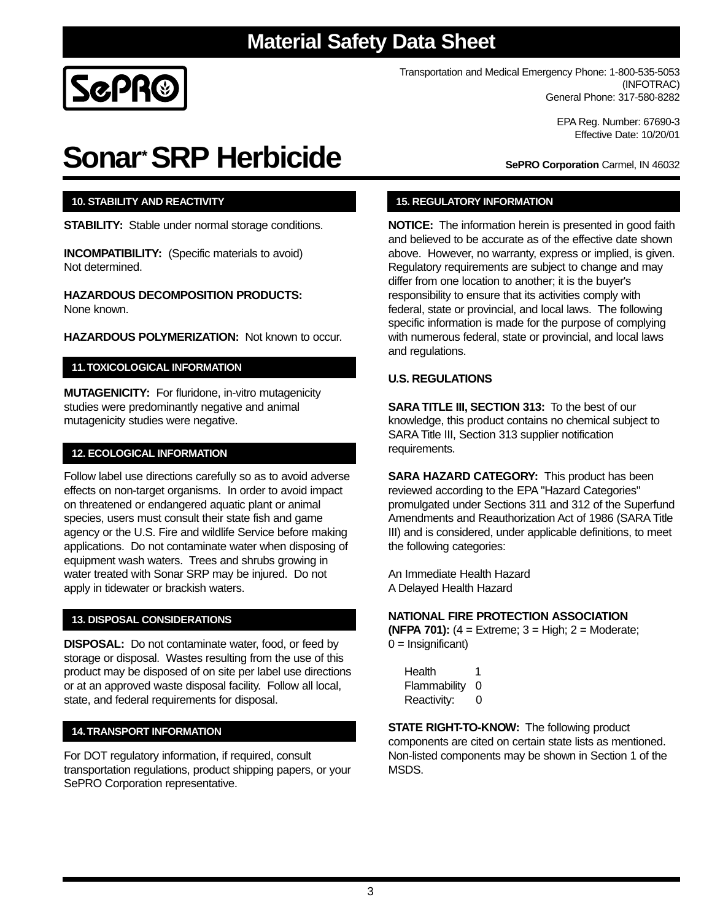# Material Safety Data Sheet

SePRO

Transportation and Medical Emergency Phone: 1-800-535-5053 (INFOTRAC)
General Phone: 317-580-8282

EPA Reg. Number: 67690-3
Effective Date: 10/20/01

# Sonar* SRP Herbicide

**SePRO Corporation** Carmel, IN 46032

## 10. STABILITY AND REACTIVITY

**STABILITY:** Stable under normal storage conditions.

**INCOMPATIBILITY:** (Specific materials to avoid)
Not determined.

**HAZARDOUS DECOMPOSITION PRODUCTS:**
None known.

**HAZARDOUS POLYMERIZATION:** Not known to occur.

## 11. TOXICOLOGICAL INFORMATION

**MUTAGENICITY:** For fluridone, in-vitro mutagenicity studies were predominantly negative and animal mutagenicity studies were negative.

## 12. ECOLOGICAL INFORMATION

Follow label use directions carefully so as to avoid adverse effects on non-target organisms. In order to avoid impact on threatened or endangered aquatic plant or animal species, users must consult their state fish and game agency or the U.S. Fire and wildlife Service before making applications. Do not contaminate water when disposing of equipment wash waters. Trees and shrubs growing in water treated with Sonar SRP may be injured. Do not apply in tidewater or brackish waters.

## 13. DISPOSAL CONSIDERATIONS

**DISPOSAL:** Do not contaminate water, food, or feed by storage or disposal. Wastes resulting from the use of this product may be disposed of on site per label use directions or at an approved waste disposal facility. Follow all local, state, and federal requirements for disposal.

## 14. TRANSPORT INFORMATION

For DOT regulatory information, if required, consult transportation regulations, product shipping papers, or your SePRO Corporation representative.

## 15. REGULATORY INFORMATION

**NOTICE:** The information herein is presented in good faith and believed to be accurate as of the effective date shown above. However, no warranty, express or implied, is given. Regulatory requirements are subject to change and may differ from one location to another; it is the buyer's responsibility to ensure that its activities comply with federal, state or provincial, and local laws. The following specific information is made for the purpose of complying with numerous federal, state or provincial, and local laws and regulations.

**U.S. REGULATIONS**

**SARA TITLE III, SECTION 313:** To the best of our knowledge, this product contains no chemical subject to SARA Title III, Section 313 supplier notification requirements.

**SARA HAZARD CATEGORY:** This product has been reviewed according to the EPA "Hazard Categories" promulgated under Sections 311 and 312 of the Superfund Amendments and Reauthorization Act of 1986 (SARA Title III) and is considered, under applicable definitions, to meet the following categories:

An Immediate Health Hazard
A Delayed Health Hazard

**NATIONAL FIRE PROTECTION ASSOCIATION (NFPA 701):** (4 = Extreme; 3 = High; 2 = Moderate; 0 = Insignificant)

| | |
|---|---|
| Health | 1 |
| Flammability | 0 |
| Reactivity: | 0 |

**STATE RIGHT-TO-KNOW:** The following product components are cited on certain state lists as mentioned. Non-listed components may be shown in Section 1 of the MSDS.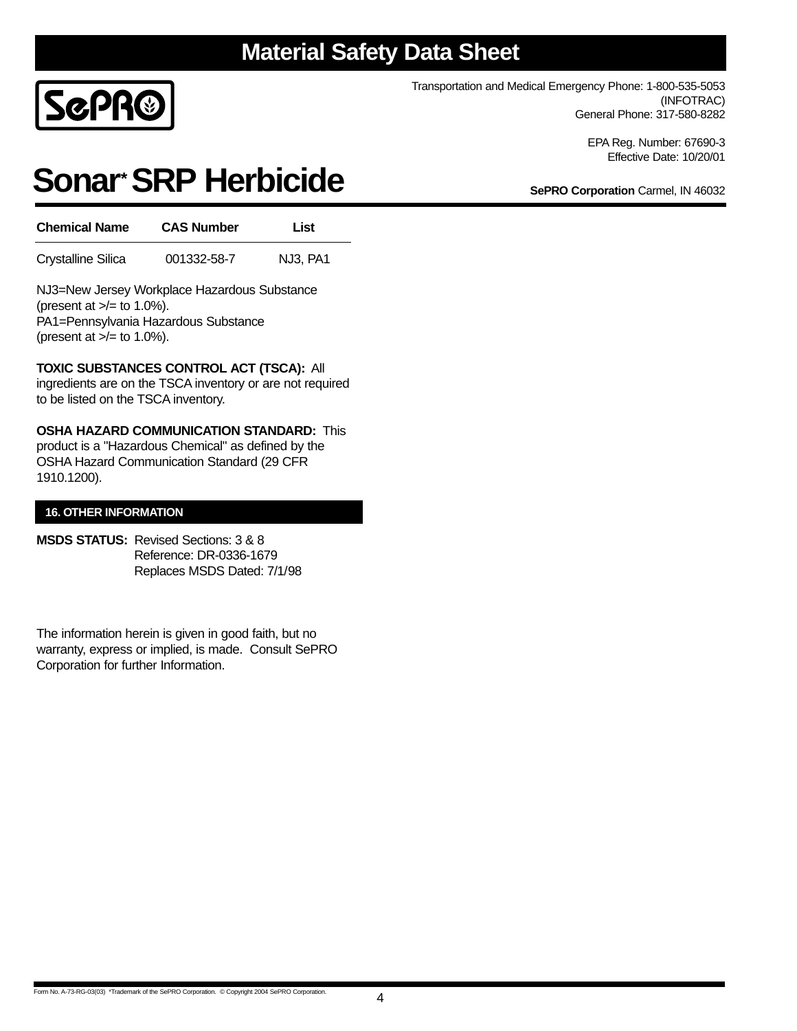# Material Safety Data Sheet

Transportation and Medical Emergency Phone: 1-800-535-5053 (INFOTRAC)
General Phone: 317-580-8282

EPA Reg. Number: 67690-3
Effective Date: 10/20/01

## Sonar* SRP Herbicide

**SePRO Corporation** Carmel, IN 46032

| Chemical Name | CAS Number | List |
|---|---|---|
| Crystalline Silica | 001332-58-7 | NJ3, PA1 |

NJ3=New Jersey Workplace Hazardous Substance (present at >/= to 1.0%).
PA1=Pennsylvania Hazardous Substance (present at >/= to 1.0%).

**TOXIC SUBSTANCES CONTROL ACT (TSCA):** All ingredients are on the TSCA inventory or are not required to be listed on the TSCA inventory.

**OSHA HAZARD COMMUNICATION STANDARD:** This product is a "Hazardous Chemical" as defined by the OSHA Hazard Communication Standard (29 CFR 1910.1200).

### 16. OTHER INFORMATION

**MSDS STATUS:** Revised Sections: 3 & 8
Reference: DR-0336-1679
Replaces MSDS Dated: 7/1/98

The information herein is given in good faith, but no warranty, express or implied, is made. Consult SePRO Corporation for further Information.

Form No. A-73-RG-03(03) *Trademark of the SePRO Corporation. © Copyright 2004 SePRO Corporation.